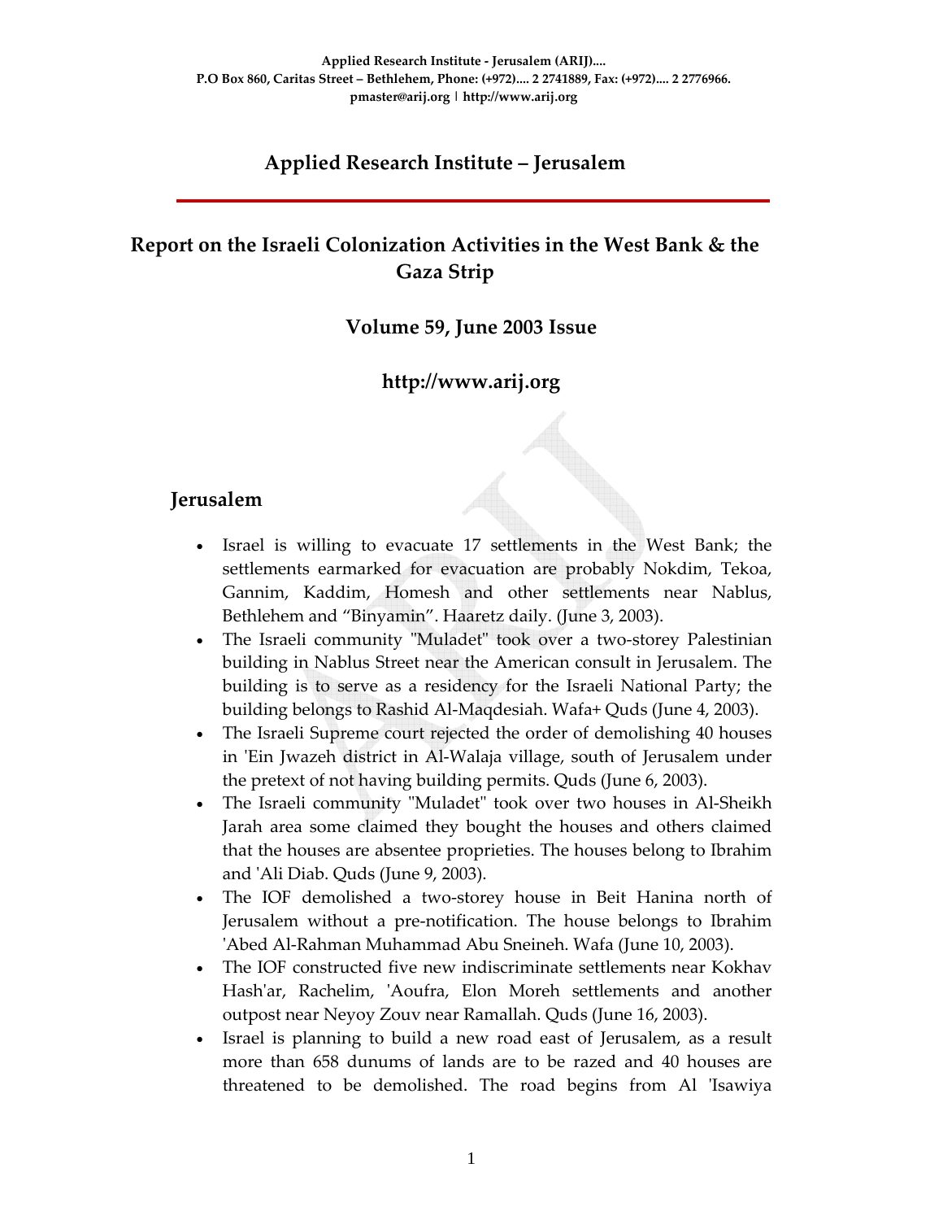Applied Research Institute - Jerusalem (ARIJ)....
P.O Box 860, Caritas Street – Bethlehem, Phone: (+972).... 2 2741889, Fax: (+972).... 2 2776966.
pmaster@arij.org | http://www.arij.org

# Applied Research Institute – Jerusalem

## Report on the Israeli Colonization Activities in the West Bank & the Gaza Strip

### Volume 59, June 2003 Issue

### http://www.arij.org

## Jerusalem

- Israel is willing to evacuate 17 settlements in the West Bank; the settlements earmarked for evacuation are probably Nokdim, Tekoa, Gannim, Kaddim, Homesh and other settlements near Nablus, Bethlehem and "Binyamin". Haaretz daily. (June 3, 2003).
- The Israeli community "Muladet" took over a two-storey Palestinian building in Nablus Street near the American consult in Jerusalem. The building is to serve as a residency for the Israeli National Party; the building belongs to Rashid Al-Maqdesiah. Wafa+ Quds (June 4, 2003).
- The Israeli Supreme court rejected the order of demolishing 40 houses in 'Ein Jwazeh district in Al-Walaja village, south of Jerusalem under the pretext of not having building permits. Quds (June 6, 2003).
- The Israeli community "Muladet" took over two houses in Al-Sheikh Jarah area some claimed they bought the houses and others claimed that the houses are absentee proprieties. The houses belong to Ibrahim and 'Ali Diab. Quds (June 9, 2003).
- The IOF demolished a two-storey house in Beit Hanina north of Jerusalem without a pre-notification. The house belongs to Ibrahim 'Abed Al-Rahman Muhammad Abu Sneineh. Wafa (June 10, 2003).
- The IOF constructed five new indiscriminate settlements near Kokhav Hash'ar, Rachelim, 'Aoufra, Elon Moreh settlements and another outpost near Neyoy Zouv near Ramallah. Quds (June 16, 2003).
- Israel is planning to build a new road east of Jerusalem, as a result more than 658 dunums of lands are to be razed and 40 houses are threatened to be demolished. The road begins from Al 'Isawiya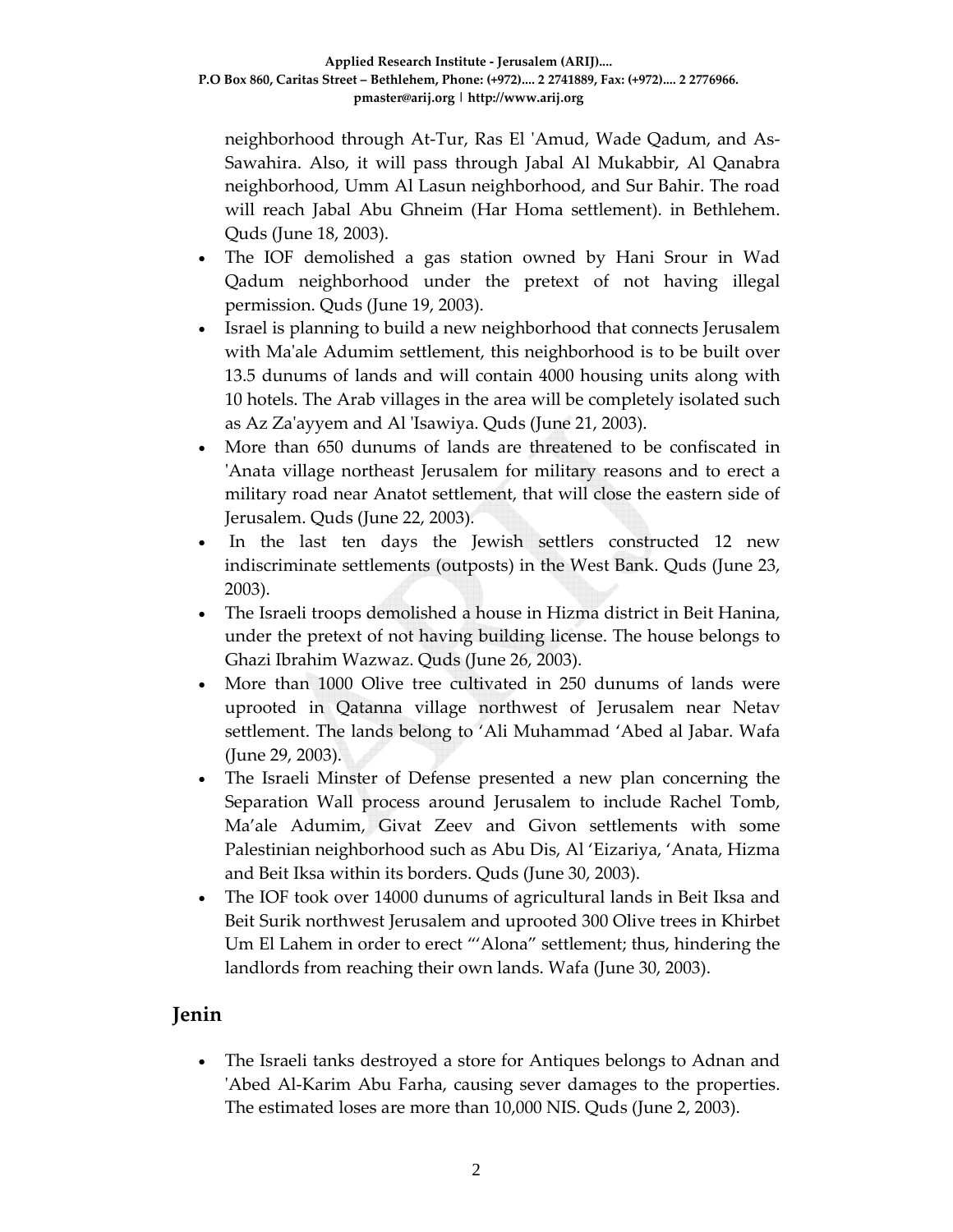neighborhood through At-Tur, Ras El 'Amud, Wade Qadum, and As-Sawahira. Also, it will pass through Jabal Al Mukabbir, Al Qanabra neighborhood, Umm Al Lasun neighborhood, and Sur Bahir. The road will reach Jabal Abu Ghneim (Har Homa settlement). in Bethlehem. Quds (June 18, 2003).

- The IOF demolished a gas station owned by Hani Srour in Wad Qadum neighborhood under the pretext of not having illegal permission. Quds (June 19, 2003).
- Israel is planning to build a new neighborhood that connects Jerusalem with Ma'ale Adumim settlement, this neighborhood is to be built over 13.5 dunums of lands and will contain 4000 housing units along with 10 hotels. The Arab villages in the area will be completely isolated such as Az Za'ayyem and Al 'Isawiya. Quds (June 21, 2003).
- More than 650 dunums of lands are threatened to be confiscated in 'Anata village northeast Jerusalem for military reasons and to erect a military road near Anatot settlement, that will close the eastern side of Jerusalem. Quds (June 22, 2003).
- In the last ten days the Jewish settlers constructed 12 new indiscriminate settlements (outposts) in the West Bank. Quds (June 23, 2003).
- The Israeli troops demolished a house in Hizma district in Beit Hanina, under the pretext of not having building license. The house belongs to Ghazi Ibrahim Wazwaz. Quds (June 26, 2003).
- More than 1000 Olive tree cultivated in 250 dunums of lands were uprooted in Qatanna village northwest of Jerusalem near Netav settlement. The lands belong to 'Ali Muhammad 'Abed al Jabar. Wafa (June 29, 2003).
- The Israeli Minster of Defense presented a new plan concerning the Separation Wall process around Jerusalem to include Rachel Tomb, Ma'ale Adumim, Givat Zeev and Givon settlements with some Palestinian neighborhood such as Abu Dis, Al 'Eizariya, 'Anata, Hizma and Beit Iksa within its borders. Quds (June 30, 2003).
- The IOF took over 14000 dunums of agricultural lands in Beit Iksa and Beit Surik northwest Jerusalem and uprooted 300 Olive trees in Khirbet Um El Lahem in order to erect "'Alona" settlement; thus, hindering the landlords from reaching their own lands. Wafa (June 30, 2003).

## Jenin

- The Israeli tanks destroyed a store for Antiques belongs to Adnan and 'Abed Al-Karim Abu Farha, causing sever damages to the properties. The estimated loses are more than 10,000 NIS. Quds (June 2, 2003).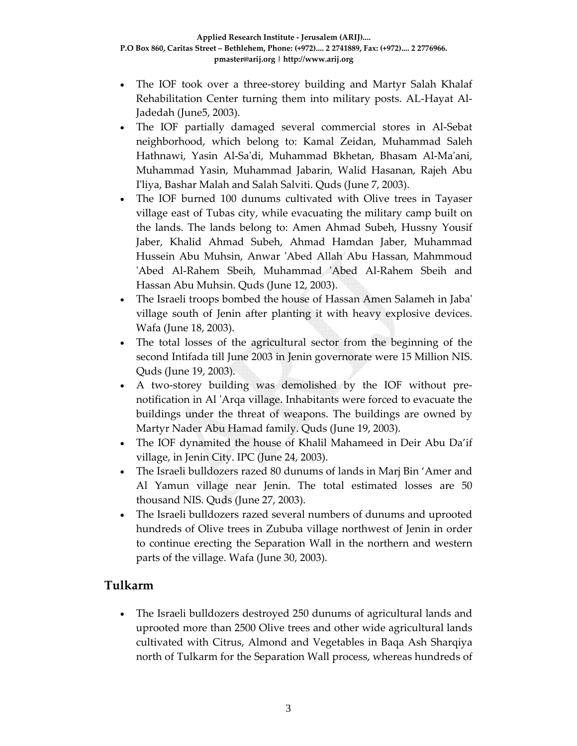- The IOF took over a three-storey building and Martyr Salah Khalaf Rehabilitation Center turning them into military posts. AL-Hayat Al-Jadedah (June5, 2003).
- The IOF partially damaged several commercial stores in Al-Sebat neighborhood, which belong to: Kamal Zeidan, Muhammad Saleh Hathnawi, Yasin Al-Sa'di, Muhammad Bkhetan, Bhasam Al-Ma'ani, Muhammad Yasin, Muhammad Jabarin, Walid Hasanan, Rajeh Abu I'liya, Bashar Malah and Salah Salviti. Quds (June 7, 2003).
- The IOF burned 100 dunums cultivated with Olive trees in Tayaser village east of Tubas city, while evacuating the military camp built on the lands. The lands belong to: Amen Ahmad Subeh, Hussny Yousif Jaber, Khalid Ahmad Subeh, Ahmad Hamdan Jaber, Muhammad Hussein Abu Muhsin, Anwar 'Abed Allah Abu Hassan, Mahmmoud 'Abed Al-Rahem Sbeih, Muhammad 'Abed Al-Rahem Sbeih and Hassan Abu Muhsin. Quds (June 12, 2003).
- The Israeli troops bombed the house of Hassan Amen Salameh in Jaba' village south of Jenin after planting it with heavy explosive devices. Wafa (June 18, 2003).
- The total losses of the agricultural sector from the beginning of the second Intifada till June 2003 in Jenin governorate were 15 Million NIS. Quds (June 19, 2003).
- A two-storey building was demolished by the IOF without pre-notification in Al 'Arqa village. Inhabitants were forced to evacuate the buildings under the threat of weapons. The buildings are owned by Martyr Nader Abu Hamad family. Quds (June 19, 2003).
- The IOF dynamited the house of Khalil Mahameed in Deir Abu Da'if village, in Jenin City. IPC (June 24, 2003).
- The Israeli bulldozers razed 80 dunums of lands in Marj Bin 'Amer and Al Yamun village near Jenin. The total estimated losses are 50 thousand NIS. Quds (June 27, 2003).
- The Israeli bulldozers razed several numbers of dunums and uprooted hundreds of Olive trees in Zububa village northwest of Jenin in order to continue erecting the Separation Wall in the northern and western parts of the village. Wafa (June 30, 2003).

## Tulkarm

- The Israeli bulldozers destroyed 250 dunums of agricultural lands and uprooted more than 2500 Olive trees and other wide agricultural lands cultivated with Citrus, Almond and Vegetables in Baqa Ash Sharqiya north of Tulkarm for the Separation Wall process, whereas hundreds of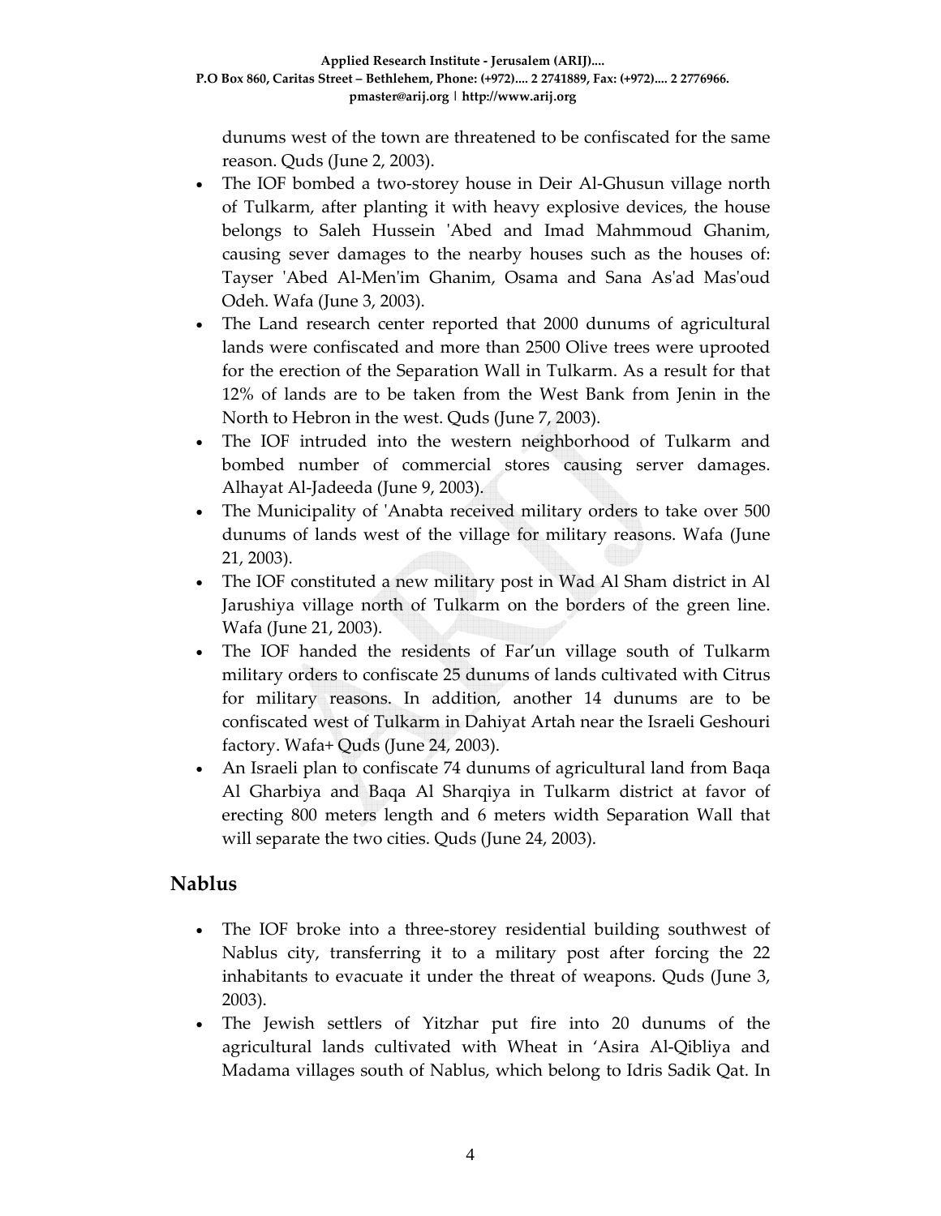dunums west of the town are threatened to be confiscated for the same reason. Quds (June 2, 2003).

- The IOF bombed a two-storey house in Deir Al-Ghusun village north of Tulkarm, after planting it with heavy explosive devices, the house belongs to Saleh Hussein 'Abed and Imad Mahmmoud Ghanim, causing sever damages to the nearby houses such as the houses of: Tayser 'Abed Al-Men'im Ghanim, Osama and Sana As'ad Mas'oud Odeh. Wafa (June 3, 2003).
- The Land research center reported that 2000 dunums of agricultural lands were confiscated and more than 2500 Olive trees were uprooted for the erection of the Separation Wall in Tulkarm. As a result for that 12% of lands are to be taken from the West Bank from Jenin in the North to Hebron in the west. Quds (June 7, 2003).
- The IOF intruded into the western neighborhood of Tulkarm and bombed number of commercial stores causing server damages. Alhayat Al-Jadeeda (June 9, 2003).
- The Municipality of 'Anabta received military orders to take over 500 dunums of lands west of the village for military reasons. Wafa (June 21, 2003).
- The IOF constituted a new military post in Wad Al Sham district in Al Jarushiya village north of Tulkarm on the borders of the green line. Wafa (June 21, 2003).
- The IOF handed the residents of Far'un village south of Tulkarm military orders to confiscate 25 dunums of lands cultivated with Citrus for military reasons. In addition, another 14 dunums are to be confiscated west of Tulkarm in Dahiyat Artah near the Israeli Geshouri factory. Wafa+ Quds (June 24, 2003).
- An Israeli plan to confiscate 74 dunums of agricultural land from Baqa Al Gharbiya and Baqa Al Sharqiya in Tulkarm district at favor of erecting 800 meters length and 6 meters width Separation Wall that will separate the two cities. Quds (June 24, 2003).

## Nablus

- The IOF broke into a three-storey residential building southwest of Nablus city, transferring it to a military post after forcing the 22 inhabitants to evacuate it under the threat of weapons. Quds (June 3, 2003).
- The Jewish settlers of Yitzhar put fire into 20 dunums of the agricultural lands cultivated with Wheat in 'Asira Al-Qibliya and Madama villages south of Nablus, which belong to Idris Sadik Qat. In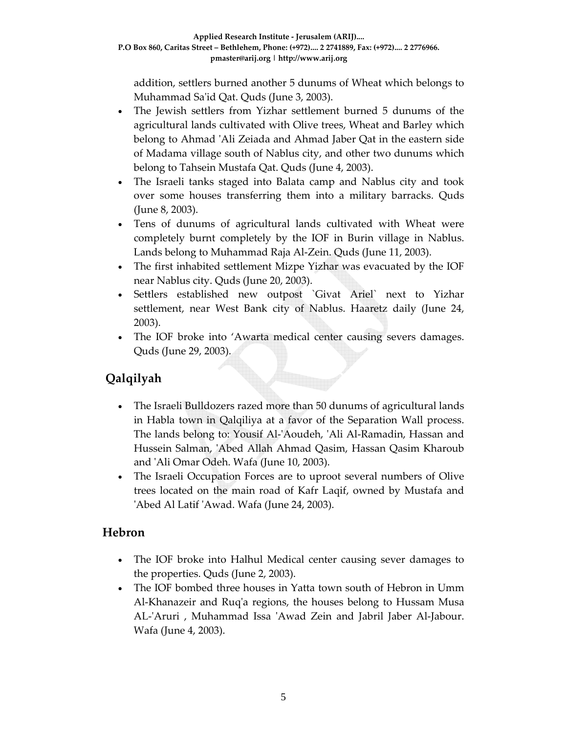addition, settlers burned another 5 dunums of Wheat which belongs to Muhammad Sa'id Qat. Quds (June 3, 2003).

- The Jewish settlers from Yizhar settlement burned 5 dunums of the agricultural lands cultivated with Olive trees, Wheat and Barley which belong to Ahmad 'Ali Zeiada and Ahmad Jaber Qat in the eastern side of Madama village south of Nablus city, and other two dunums which belong to Tahsein Mustafa Qat. Quds (June 4, 2003).
- The Israeli tanks staged into Balata camp and Nablus city and took over some houses transferring them into a military barracks. Quds (June 8, 2003).
- Tens of dunums of agricultural lands cultivated with Wheat were completely burnt completely by the IOF in Burin village in Nablus. Lands belong to Muhammad Raja Al-Zein. Quds (June 11, 2003).
- The first inhabited settlement Mizpe Yizhar was evacuated by the IOF near Nablus city. Quds (June 20, 2003).
- Settlers established new outpost `Givat Ariel` next to Yizhar settlement, near West Bank city of Nablus. Haaretz daily (June 24, 2003).
- The IOF broke into 'Awarta medical center causing severs damages. Quds (June 29, 2003).

## Qalqilyah

- The Israeli Bulldozers razed more than 50 dunums of agricultural lands in Habla town in Qalqiliya at a favor of the Separation Wall process. The lands belong to: Yousif Al-'Aoudeh, 'Ali Al-Ramadin, Hassan and Hussein Salman, 'Abed Allah Ahmad Qasim, Hassan Qasim Kharoub and 'Ali Omar Odeh. Wafa (June 10, 2003).
- The Israeli Occupation Forces are to uproot several numbers of Olive trees located on the main road of Kafr Laqif, owned by Mustafa and 'Abed Al Latif 'Awad. Wafa (June 24, 2003).

## Hebron

- The IOF broke into Halhul Medical center causing sever damages to the properties. Quds (June 2, 2003).
- The IOF bombed three houses in Yatta town south of Hebron in Umm Al-Khanazeir and Ruq'a regions, the houses belong to Hussam Musa AL-'Aruri , Muhammad Issa 'Awad Zein and Jabril Jaber Al-Jabour. Wafa (June 4, 2003).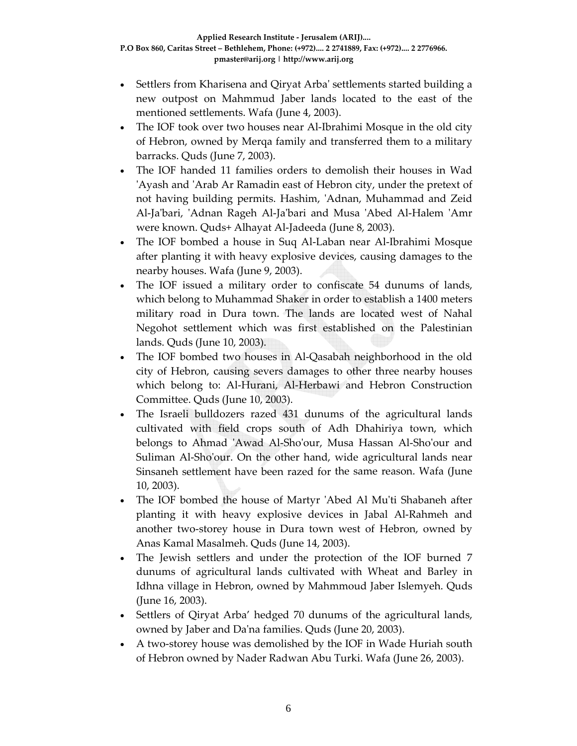- Settlers from Kharisena and Qiryat Arba' settlements started building a new outpost on Mahmmud Jaber lands located to the east of the mentioned settlements. Wafa (June 4, 2003).
- The IOF took over two houses near Al-Ibrahimi Mosque in the old city of Hebron, owned by Merqa family and transferred them to a military barracks. Quds (June 7, 2003).
- The IOF handed 11 families orders to demolish their houses in Wad 'Ayash and 'Arab Ar Ramadin east of Hebron city, under the pretext of not having building permits. Hashim, 'Adnan, Muhammad and Zeid Al-Ja'bari, 'Adnan Rageh Al-Ja'bari and Musa 'Abed Al-Halem 'Amr were known. Quds+ Alhayat Al-Jadeeda (June 8, 2003).
- The IOF bombed a house in Suq Al-Laban near Al-Ibrahimi Mosque after planting it with heavy explosive devices, causing damages to the nearby houses. Wafa (June 9, 2003).
- The IOF issued a military order to confiscate 54 dunums of lands, which belong to Muhammad Shaker in order to establish a 1400 meters military road in Dura town. The lands are located west of Nahal Negohot settlement which was first established on the Palestinian lands. Quds (June 10, 2003).
- The IOF bombed two houses in Al-Qasabah neighborhood in the old city of Hebron, causing severs damages to other three nearby houses which belong to: Al-Hurani, Al-Herbawi and Hebron Construction Committee. Quds (June 10, 2003).
- The Israeli bulldozers razed 431 dunums of the agricultural lands cultivated with field crops south of Adh Dhahiriya town, which belongs to Ahmad 'Awad Al-Sho'our, Musa Hassan Al-Sho'our and Suliman Al-Sho'our. On the other hand, wide agricultural lands near Sinsaneh settlement have been razed for the same reason. Wafa (June 10, 2003).
- The IOF bombed the house of Martyr 'Abed Al Mu'ti Shabaneh after planting it with heavy explosive devices in Jabal Al-Rahmeh and another two-storey house in Dura town west of Hebron, owned by Anas Kamal Masalmeh. Quds (June 14, 2003).
- The Jewish settlers and under the protection of the IOF burned 7 dunums of agricultural lands cultivated with Wheat and Barley in Idhna village in Hebron, owned by Mahmmoud Jaber Islemyeh. Quds (June 16, 2003).
- Settlers of Qiryat Arba' hedged 70 dunums of the agricultural lands, owned by Jaber and Da'na families. Quds (June 20, 2003).
- A two-storey house was demolished by the IOF in Wade Huriah south of Hebron owned by Nader Radwan Abu Turki. Wafa (June 26, 2003).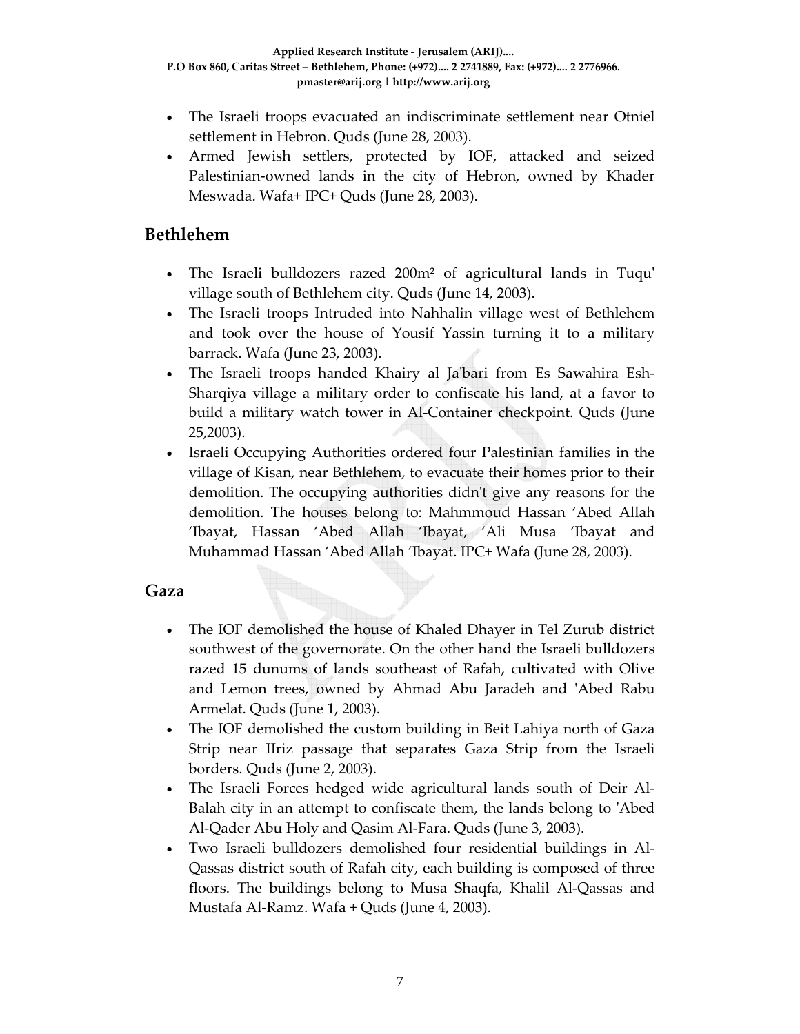- The Israeli troops evacuated an indiscriminate settlement near Otniel settlement in Hebron. Quds (June 28, 2003).
- Armed Jewish settlers, protected by IOF, attacked and seized Palestinian-owned lands in the city of Hebron, owned by Khader Meswada. Wafa+ IPC+ Quds (June 28, 2003).

## Bethlehem

- The Israeli bulldozers razed 200m² of agricultural lands in Tuqu' village south of Bethlehem city. Quds (June 14, 2003).
- The Israeli troops Intruded into Nahhalin village west of Bethlehem and took over the house of Yousif Yassin turning it to a military barrack. Wafa (June 23, 2003).
- The Israeli troops handed Khairy al Ja'bari from Es Sawahira Esh-Sharqiya village a military order to confiscate his land, at a favor to build a military watch tower in Al-Container checkpoint. Quds (June 25,2003).
- Israeli Occupying Authorities ordered four Palestinian families in the village of Kisan, near Bethlehem, to evacuate their homes prior to their demolition. The occupying authorities didn't give any reasons for the demolition. The houses belong to: Mahmmoud Hassan 'Abed Allah 'Ibayat, Hassan 'Abed Allah 'Ibayat, 'Ali Musa 'Ibayat and Muhammad Hassan 'Abed Allah 'Ibayat. IPC+ Wafa (June 28, 2003).

## Gaza

- The IOF demolished the house of Khaled Dhayer in Tel Zurub district southwest of the governorate. On the other hand the Israeli bulldozers razed 15 dunums of lands southeast of Rafah, cultivated with Olive and Lemon trees, owned by Ahmad Abu Jaradeh and 'Abed Rabu Armelat. Quds (June 1, 2003).
- The IOF demolished the custom building in Beit Lahiya north of Gaza Strip near IIriz passage that separates Gaza Strip from the Israeli borders. Quds (June 2, 2003).
- The Israeli Forces hedged wide agricultural lands south of Deir Al-Balah city in an attempt to confiscate them, the lands belong to 'Abed Al-Qader Abu Holy and Qasim Al-Fara. Quds (June 3, 2003).
- Two Israeli bulldozers demolished four residential buildings in Al-Qassas district south of Rafah city, each building is composed of three floors. The buildings belong to Musa Shaqfa, Khalil Al-Qassas and Mustafa Al-Ramz. Wafa + Quds (June 4, 2003).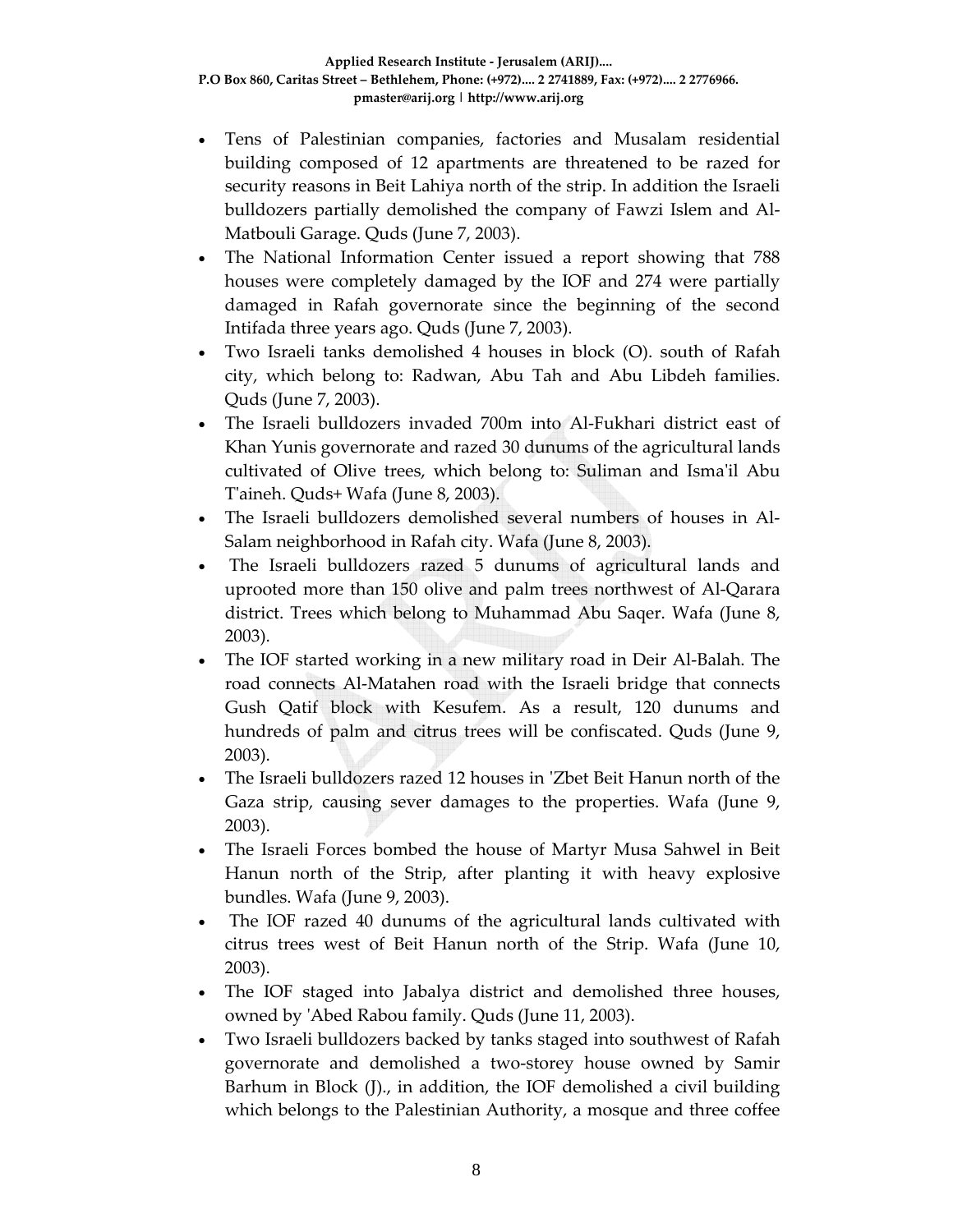- Tens of Palestinian companies, factories and Musalam residential building composed of 12 apartments are threatened to be razed for security reasons in Beit Lahiya north of the strip. In addition the Israeli bulldozers partially demolished the company of Fawzi Islem and Al-Matbouli Garage. Quds (June 7, 2003).
- The National Information Center issued a report showing that 788 houses were completely damaged by the IOF and 274 were partially damaged in Rafah governorate since the beginning of the second Intifada three years ago. Quds (June 7, 2003).
- Two Israeli tanks demolished 4 houses in block (O). south of Rafah city, which belong to: Radwan, Abu Tah and Abu Libdeh families. Quds (June 7, 2003).
- The Israeli bulldozers invaded 700m into Al-Fukhari district east of Khan Yunis governorate and razed 30 dunums of the agricultural lands cultivated of Olive trees, which belong to: Suliman and Isma'il Abu T'aineh. Quds+ Wafa (June 8, 2003).
- The Israeli bulldozers demolished several numbers of houses in Al-Salam neighborhood in Rafah city. Wafa (June 8, 2003).
- The Israeli bulldozers razed 5 dunums of agricultural lands and uprooted more than 150 olive and palm trees northwest of Al-Qarara district. Trees which belong to Muhammad Abu Saqer. Wafa (June 8, 2003).
- The IOF started working in a new military road in Deir Al-Balah. The road connects Al-Matahen road with the Israeli bridge that connects Gush Qatif block with Kesufem. As a result, 120 dunums and hundreds of palm and citrus trees will be confiscated. Quds (June 9, 2003).
- The Israeli bulldozers razed 12 houses in 'Zbet Beit Hanun north of the Gaza strip, causing sever damages to the properties. Wafa (June 9, 2003).
- The Israeli Forces bombed the house of Martyr Musa Sahwel in Beit Hanun north of the Strip, after planting it with heavy explosive bundles. Wafa (June 9, 2003).
- The IOF razed 40 dunums of the agricultural lands cultivated with citrus trees west of Beit Hanun north of the Strip. Wafa (June 10, 2003).
- The IOF staged into Jabalya district and demolished three houses, owned by 'Abed Rabou family. Quds (June 11, 2003).
- Two Israeli bulldozers backed by tanks staged into southwest of Rafah governorate and demolished a two-storey house owned by Samir Barhum in Block (J)., in addition, the IOF demolished a civil building which belongs to the Palestinian Authority, a mosque and three coffee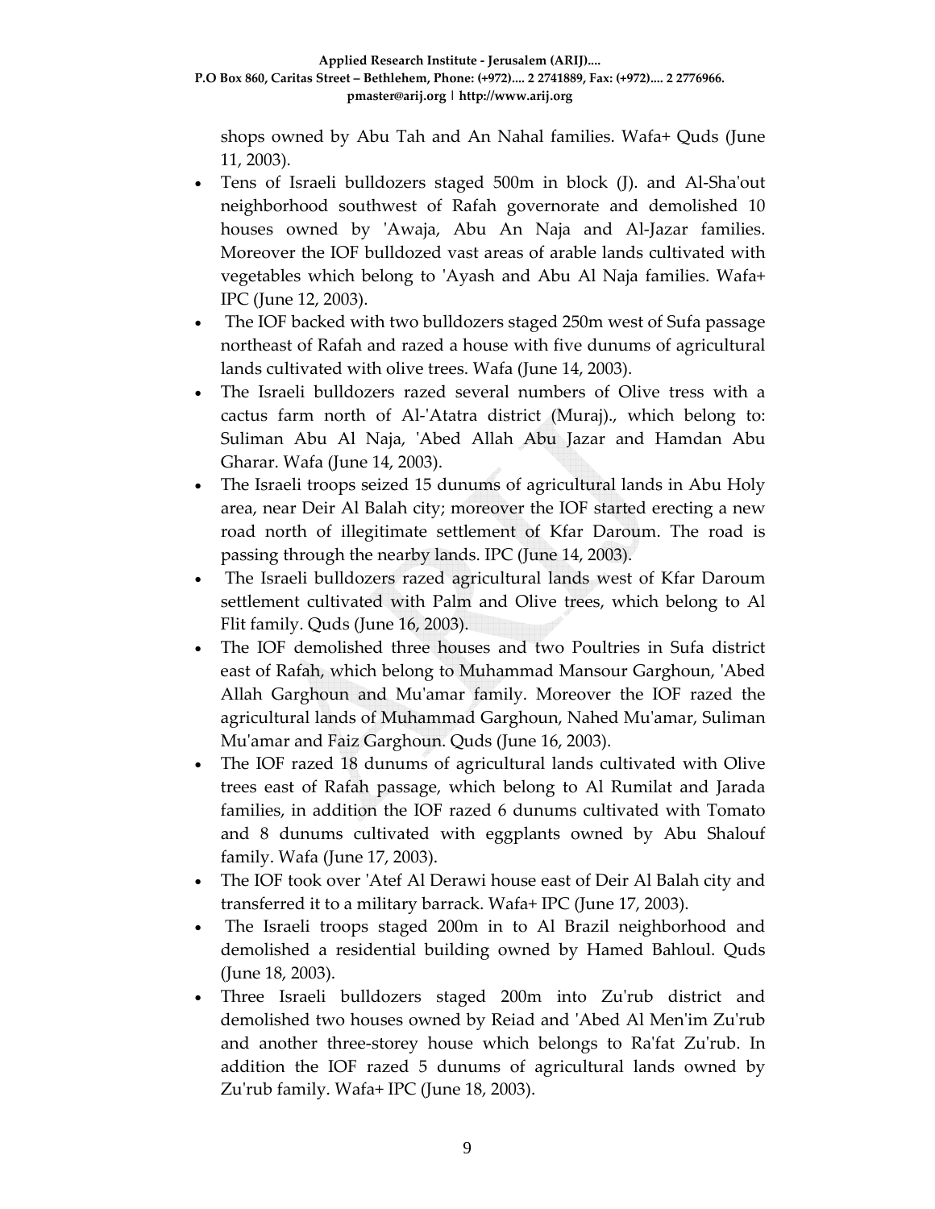shops owned by Abu Tah and An Nahal families. Wafa+ Quds (June 11, 2003).

- Tens of Israeli bulldozers staged 500m in block (J). and Al-Sha'out neighborhood southwest of Rafah governorate and demolished 10 houses owned by 'Awaja, Abu An Naja and Al-Jazar families. Moreover the IOF bulldozed vast areas of arable lands cultivated with vegetables which belong to 'Ayash and Abu Al Naja families. Wafa+ IPC (June 12, 2003).
- The IOF backed with two bulldozers staged 250m west of Sufa passage northeast of Rafah and razed a house with five dunums of agricultural lands cultivated with olive trees. Wafa (June 14, 2003).
- The Israeli bulldozers razed several numbers of Olive tress with a cactus farm north of Al-'Atatra district (Muraj)., which belong to: Suliman Abu Al Naja, 'Abed Allah Abu Jazar and Hamdan Abu Gharar. Wafa (June 14, 2003).
- The Israeli troops seized 15 dunums of agricultural lands in Abu Holy area, near Deir Al Balah city; moreover the IOF started erecting a new road north of illegitimate settlement of Kfar Daroum. The road is passing through the nearby lands. IPC (June 14, 2003).
- The Israeli bulldozers razed agricultural lands west of Kfar Daroum settlement cultivated with Palm and Olive trees, which belong to Al Flit family. Quds (June 16, 2003).
- The IOF demolished three houses and two Poultries in Sufa district east of Rafah, which belong to Muhammad Mansour Garghoun, 'Abed Allah Garghoun and Mu'amar family. Moreover the IOF razed the agricultural lands of Muhammad Garghoun, Nahed Mu'amar, Suliman Mu'amar and Faiz Garghoun. Quds (June 16, 2003).
- The IOF razed 18 dunums of agricultural lands cultivated with Olive trees east of Rafah passage, which belong to Al Rumilat and Jarada families, in addition the IOF razed 6 dunums cultivated with Tomato and 8 dunums cultivated with eggplants owned by Abu Shalouf family. Wafa (June 17, 2003).
- The IOF took over 'Atef Al Derawi house east of Deir Al Balah city and transferred it to a military barrack. Wafa+ IPC (June 17, 2003).
- The Israeli troops staged 200m in to Al Brazil neighborhood and demolished a residential building owned by Hamed Bahloul. Quds (June 18, 2003).
- Three Israeli bulldozers staged 200m into Zu'rub district and demolished two houses owned by Reiad and 'Abed Al Men'im Zu'rub and another three-storey house which belongs to Ra'fat Zu'rub. In addition the IOF razed 5 dunums of agricultural lands owned by Zu'rub family. Wafa+ IPC (June 18, 2003).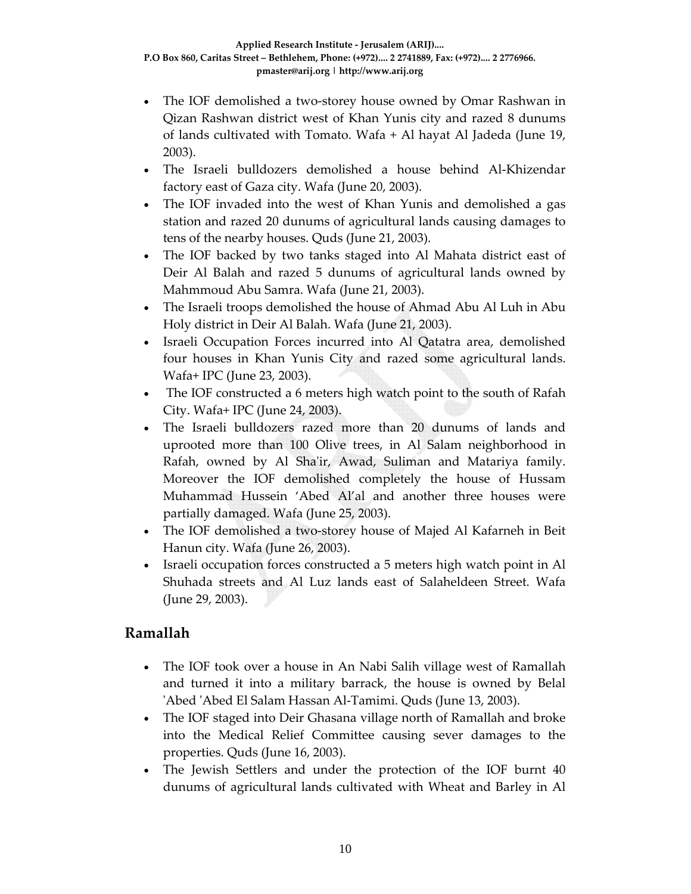- The IOF demolished a two-storey house owned by Omar Rashwan in Qizan Rashwan district west of Khan Yunis city and razed 8 dunums of lands cultivated with Tomato. Wafa + Al hayat Al Jadeda (June 19, 2003).
- The Israeli bulldozers demolished a house behind Al-Khizendar factory east of Gaza city. Wafa (June 20, 2003).
- The IOF invaded into the west of Khan Yunis and demolished a gas station and razed 20 dunums of agricultural lands causing damages to tens of the nearby houses. Quds (June 21, 2003).
- The IOF backed by two tanks staged into Al Mahata district east of Deir Al Balah and razed 5 dunums of agricultural lands owned by Mahmmoud Abu Samra. Wafa (June 21, 2003).
- The Israeli troops demolished the house of Ahmad Abu Al Luh in Abu Holy district in Deir Al Balah. Wafa (June 21, 2003).
- Israeli Occupation Forces incurred into Al Qatatra area, demolished four houses in Khan Yunis City and razed some agricultural lands. Wafa+ IPC (June 23, 2003).
- The IOF constructed a 6 meters high watch point to the south of Rafah City. Wafa+ IPC (June 24, 2003).
- The Israeli bulldozers razed more than 20 dunums of lands and uprooted more than 100 Olive trees, in Al Salam neighborhood in Rafah, owned by Al Sha'ir, Awad, Suliman and Matariya family. Moreover the IOF demolished completely the house of Hussam Muhammad Hussein 'Abed Al'al and another three houses were partially damaged. Wafa (June 25, 2003).
- The IOF demolished a two-storey house of Majed Al Kafarneh in Beit Hanun city. Wafa (June 26, 2003).
- Israeli occupation forces constructed a 5 meters high watch point in Al Shuhada streets and Al Luz lands east of Salaheldeen Street. Wafa (June 29, 2003).

## Ramallah

- The IOF took over a house in An Nabi Salih village west of Ramallah and turned it into a military barrack, the house is owned by Belal 'Abed 'Abed El Salam Hassan Al-Tamimi. Quds (June 13, 2003).
- The IOF staged into Deir Ghasana village north of Ramallah and broke into the Medical Relief Committee causing sever damages to the properties. Quds (June 16, 2003).
- The Jewish Settlers and under the protection of the IOF burnt 40 dunums of agricultural lands cultivated with Wheat and Barley in Al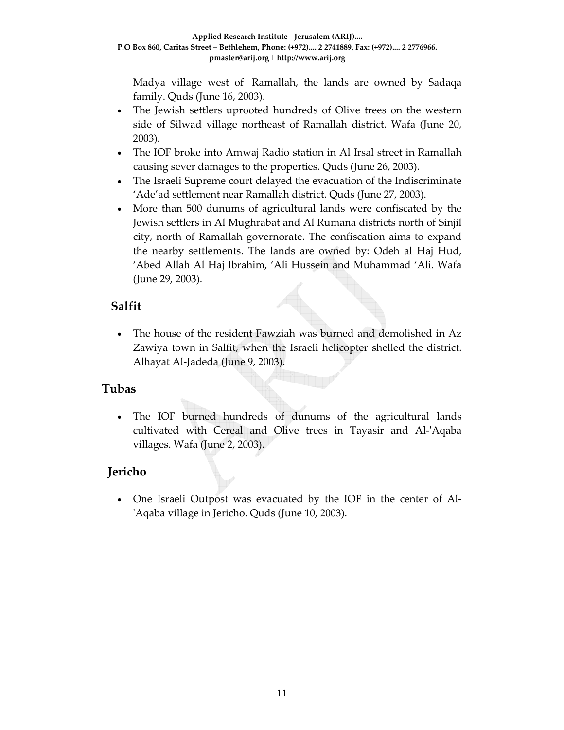Madya village west of Ramallah, the lands are owned by Sadaqa family. Quds (June 16, 2003).

- The Jewish settlers uprooted hundreds of Olive trees on the western side of Silwad village northeast of Ramallah district. Wafa (June 20, 2003).
- The IOF broke into Amwaj Radio station in Al Irsal street in Ramallah causing sever damages to the properties. Quds (June 26, 2003).
- The Israeli Supreme court delayed the evacuation of the Indiscriminate 'Ade'ad settlement near Ramallah district. Quds (June 27, 2003).
- More than 500 dunums of agricultural lands were confiscated by the Jewish settlers in Al Mughrabat and Al Rumana districts north of Sinjil city, north of Ramallah governorate. The confiscation aims to expand the nearby settlements. The lands are owned by: Odeh al Haj Hud, 'Abed Allah Al Haj Ibrahim, 'Ali Hussein and Muhammad 'Ali. Wafa (June 29, 2003).

## Salfit

- The house of the resident Fawziah was burned and demolished in Az Zawiya town in Salfit, when the Israeli helicopter shelled the district. Alhayat Al-Jadeda (June 9, 2003).

## Tubas

- The IOF burned hundreds of dunums of the agricultural lands cultivated with Cereal and Olive trees in Tayasir and Al-'Aqaba villages. Wafa (June 2, 2003).

## Jericho

- One Israeli Outpost was evacuated by the IOF in the center of Al-'Aqaba village in Jericho. Quds (June 10, 2003).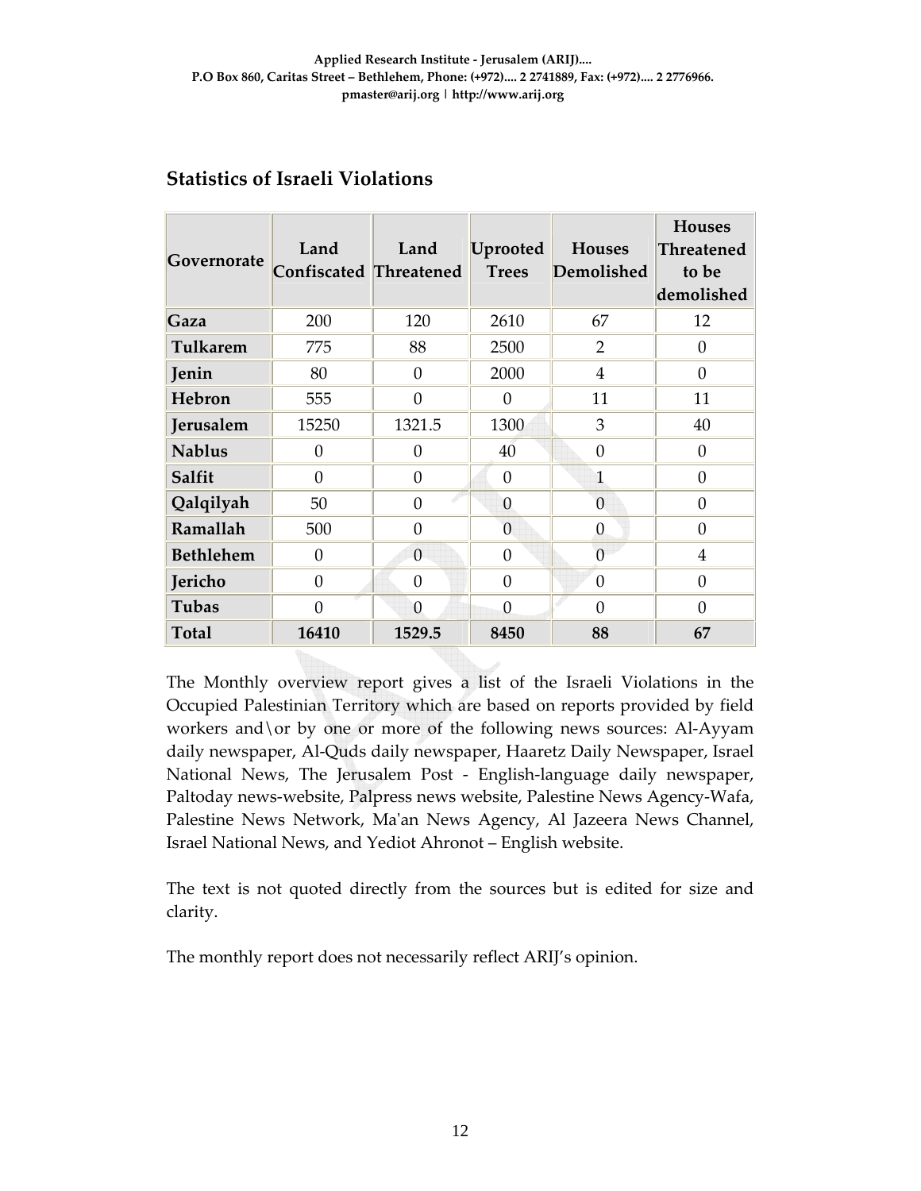## Statistics of Israeli Violations

| Governorate | Land Confiscated | Land Threatened | Uprooted Trees | Houses Demolished | Houses Threatened to be demolished |
|---|---|---|---|---|---|
| **Gaza** | 200 | 120 | 2610 | 67 | 12 |
| **Tulkarem** | 775 | 88 | 2500 | 2 | 0 |
| **Jenin** | 80 | 0 | 2000 | 4 | 0 |
| **Hebron** | 555 | 0 | 0 | 11 | 11 |
| **Jerusalem** | 15250 | 1321.5 | 1300 | 3 | 40 |
| **Nablus** | 0 | 0 | 40 | 0 | 0 |
| **Salfit** | 0 | 0 | 0 | 1 | 0 |
| **Qalqilyah** | 50 | 0 | 0 | 0 | 0 |
| **Ramallah** | 500 | 0 | 0 | 0 | 0 |
| **Bethlehem** | 0 | 0 | 0 | 0 | 4 |
| **Jericho** | 0 | 0 | 0 | 0 | 0 |
| **Tubas** | 0 | 0 | 0 | 0 | 0 |
| **Total** | **16410** | **1529.5** | **8450** | **88** | **67** |

The Monthly overview report gives a list of the Israeli Violations in the Occupied Palestinian Territory which are based on reports provided by field workers and\or by one or more of the following news sources: Al-Ayyam daily newspaper, Al-Quds daily newspaper, Haaretz Daily Newspaper, Israel National News, The Jerusalem Post - English-language daily newspaper, Paltoday news-website, Palpress news website, Palestine News Agency-Wafa, Palestine News Network, Ma'an News Agency, Al Jazeera News Channel, Israel National News, and Yediot Ahronot – English website.

The text is not quoted directly from the sources but is edited for size and clarity.

The monthly report does not necessarily reflect ARIJ's opinion.